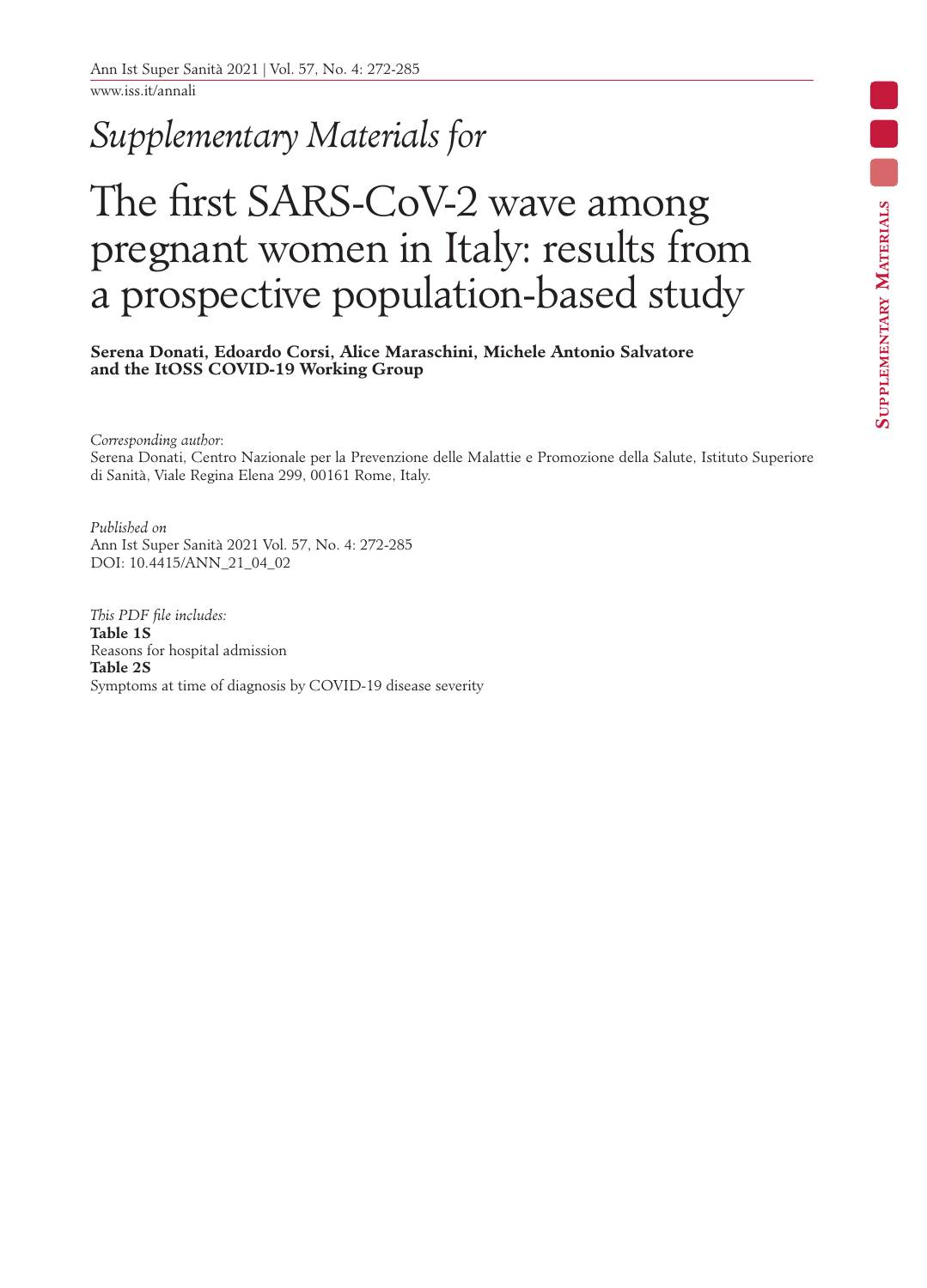*Supplementary Materials for*

# The first SARS-CoV-2 wave among pregnant women in Italy: results from a prospective population-based study

**Serena Donati, Edoardo Corsi, Alice Maraschini, Michele Antonio Salvatore and the ItOSS COVID-19 Working Group**

*Corresponding author*:
Serena Donati, Centro Nazionale per la Prevenzione delle Malattie e Promozione della Salute, Istituto Superiore di Sanità, Viale Regina Elena 299, 00161 Rome, Italy.

*Published on*
Ann Ist Super Sanità 2021 Vol. 57, No. 4: 272-285
DOI: 10.4415/ANN_21_04_02

*This PDF file includes:*
**Table 1S**
Reasons for hospital admission
**Table 2S**
Symptoms at time of diagnosis by COVID-19 disease severity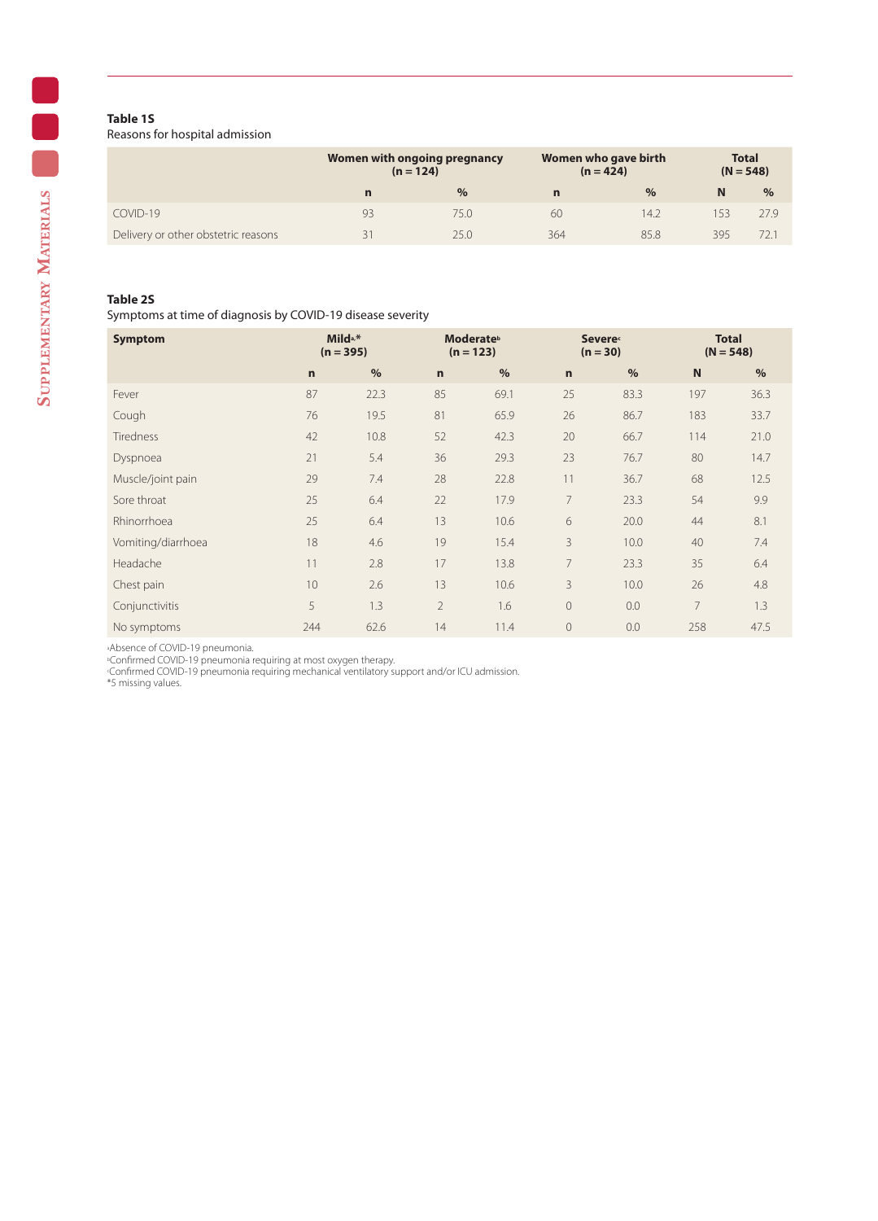**Table 1S**
Reasons for hospital admission

| | Women with ongoing pregnancy (n = 124) | | Women who gave birth (n = 424) | | Total (N = 548) | |
|---|---|---|---|---|---|---|
| | n | % | n | % | N | % |
| COVID-19 | 93 | 75.0 | 60 | 14.2 | 153 | 27.9 |
| Delivery or other obstetric reasons | 31 | 25.0 | 364 | 85.8 | 395 | 72.1 |

**Table 2S**
Symptoms at time of diagnosis by COVID-19 disease severity

| Symptom | Mild[a],* (n = 395) | | Moderate[b] (n = 123) | | Severe[c] (n = 30) | | Total (N = 548) | |
|---|---|---|---|---|---|---|---|---|
| | n | % | n | % | n | % | N | % |
| Fever | 87 | 22.3 | 85 | 69.1 | 25 | 83.3 | 197 | 36.3 |
| Cough | 76 | 19.5 | 81 | 65.9 | 26 | 86.7 | 183 | 33.7 |
| Tiredness | 42 | 10.8 | 52 | 42.3 | 20 | 66.7 | 114 | 21.0 |
| Dyspnoea | 21 | 5.4 | 36 | 29.3 | 23 | 76.7 | 80 | 14.7 |
| Muscle/joint pain | 29 | 7.4 | 28 | 22.8 | 11 | 36.7 | 68 | 12.5 |
| Sore throat | 25 | 6.4 | 22 | 17.9 | 7 | 23.3 | 54 | 9.9 |
| Rhinorrhoea | 25 | 6.4 | 13 | 10.6 | 6 | 20.0 | 44 | 8.1 |
| Vomiting/diarrhoea | 18 | 4.6 | 19 | 15.4 | 3 | 10.0 | 40 | 7.4 |
| Headache | 11 | 2.8 | 17 | 13.8 | 7 | 23.3 | 35 | 6.4 |
| Chest pain | 10 | 2.6 | 13 | 10.6 | 3 | 10.0 | 26 | 4.8 |
| Conjunctivitis | 5 | 1.3 | 2 | 1.6 | 0 | 0.0 | 7 | 1.3 |
| No symptoms | 244 | 62.6 | 14 | 11.4 | 0 | 0.0 | 258 | 47.5 |

[a]Absence of COVID-19 pneumonia.
[b]Confirmed COVID-19 pneumonia requiring at most oxygen therapy.
[c]Confirmed COVID-19 pneumonia requiring mechanical ventilatory support and/or ICU admission.
*5 missing values.